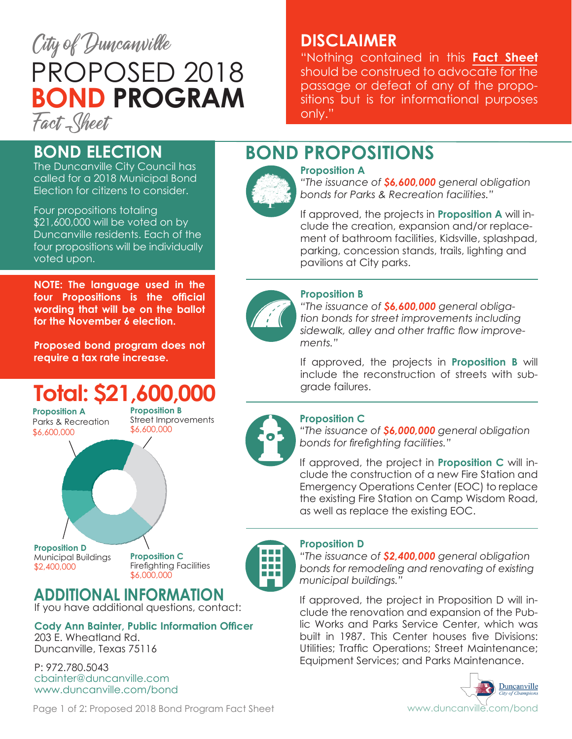City of Duncanville

# PROPOSED 2018 BOND PROGRAM

Fact Sheet

## DISCLAIMER

"Nothing contained in this **Fact Sheet** should be construed to advocate for the passage or defeat of any of the propositions but is for informational purposes only."

## BOND ELECTION

The Duncanville City Council has called for a 2018 Municipal Bond Election for citizens to consider.

Four propositions totaling $21,600,000 will be voted on by Duncanville residents. Each of the four propositions will be individually voted upon.

**NOTE: The language used in the four Propositions is the official wording that will be on the ballot for the November 6 election.**

**Proposed bond program does not require a tax rate increase.**

## Total: $21,600,000

**Proposition A**
Parks & Recreation
$6,600,000

**Proposition B**
Street Improvements
$6,600,000

**Proposition C**
Firefighting Facilities
$6,000,000

**Proposition D**
Municipal Buildings
$2,400,000

## BOND PROPOSITIONS

### Proposition A

*"The issuance of **$6,600,000** general obligation bonds for Parks & Recreation facilities."*

If approved, the projects in **Proposition A** will include the creation, expansion and/or replacement of bathroom facilities, Kidsville, splashpad, parking, concession stands, trails, lighting and pavilions at City parks.

### Proposition B

*"The issuance of **$6,600,000** general obligation bonds for street improvements including sidewalk, alley and other traffic flow improvements."*

If approved, the projects in **Proposition B** will include the reconstruction of streets with subgrade failures.

### Proposition C

*"The issuance of **$6,000,000** general obligation bonds for firefighting facilities."*

If approved, the project in **Proposition C** will include the construction of a new Fire Station and Emergency Operations Center (EOC) to replace the existing Fire Station on Camp Wisdom Road, as well as replace the existing EOC.

### Proposition D

*"The issuance of **$2,400,000** general obligation bonds for remodeling and renovating of existing municipal buildings."*

If approved, the project in Proposition D will include the renovation and expansion of the Public Works and Parks Service Center, which was built in 1987. This Center houses five Divisions: Utilities; Traffic Operations; Street Maintenance; Equipment Services; and Parks Maintenance.

## ADDITIONAL INFORMATION

If you have additional questions, contact:

**Cody Ann Bainter, Public Information Officer**
203 E. Wheatland Rd.
Duncanville, Texas 75116

P: 972.780.5043
cbainter@duncanville.com
www.duncanville.com/bond

Duncanville
City of Champions

www.duncanville.com/bond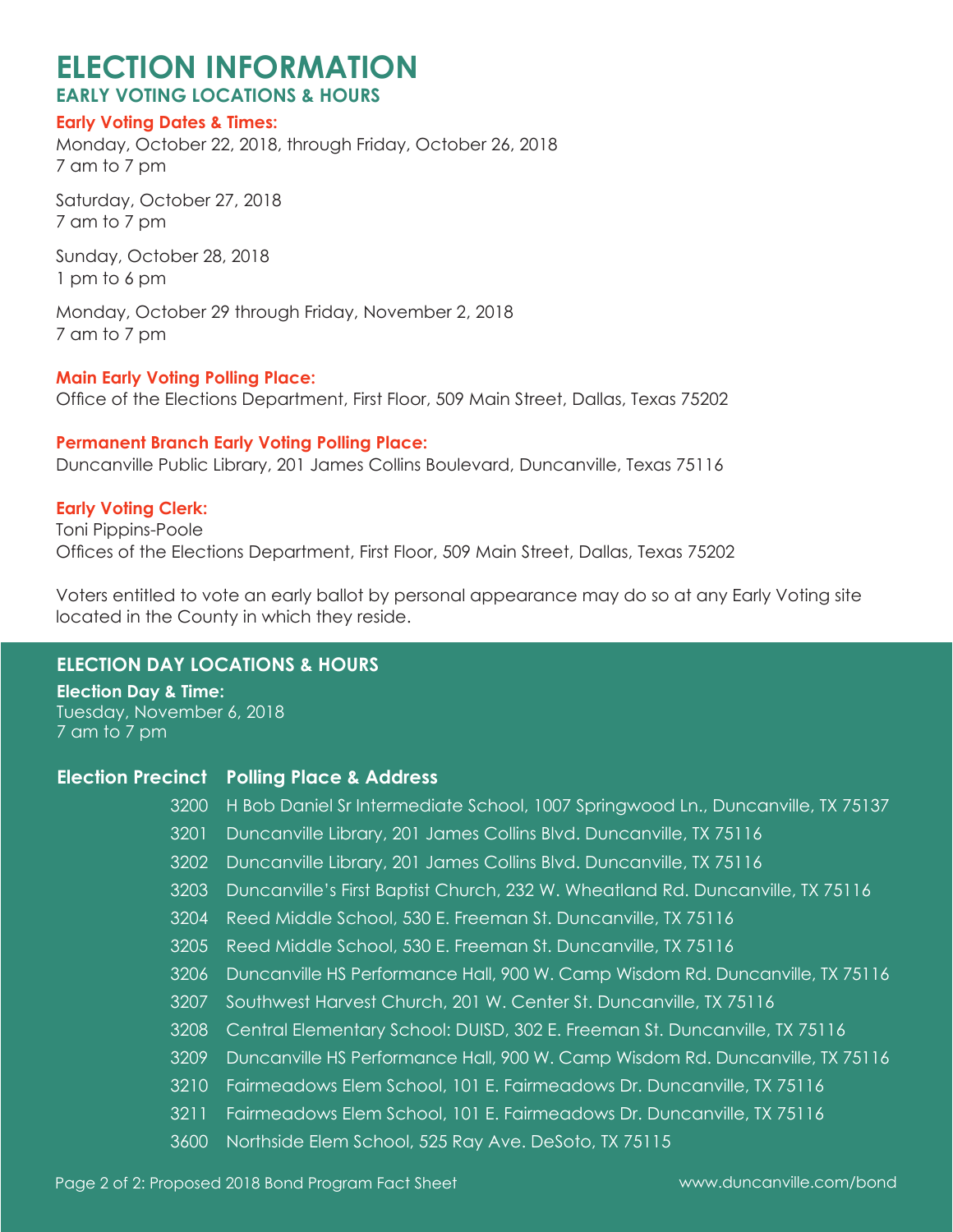# ELECTION INFORMATION

## EARLY VOTING LOCATIONS & HOURS

**Early Voting Dates & Times:**

Monday, October 22, 2018, through Friday, October 26, 2018
7 am to 7 pm

Saturday, October 27, 2018
7 am to 7 pm

Sunday, October 28, 2018
1 pm to 6 pm

Monday, October 29 through Friday, November 2, 2018
7 am to 7 pm

**Main Early Voting Polling Place:**
Office of the Elections Department, First Floor, 509 Main Street, Dallas, Texas 75202

**Permanent Branch Early Voting Polling Place:**
Duncanville Public Library, 201 James Collins Boulevard, Duncanville, Texas 75116

**Early Voting Clerk:**
Toni Pippins-Poole
Offices of the Elections Department, First Floor, 509 Main Street, Dallas, Texas 75202

Voters entitled to vote an early ballot by personal appearance may do so at any Early Voting site located in the County in which they reside.

## ELECTION DAY LOCATIONS & HOURS

**Election Day & Time:**
Tuesday, November 6, 2018
7 am to 7 pm

| Election Precinct | Polling Place & Address |
|---|---|
| 3200 | H Bob Daniel Sr Intermediate School, 1007 Springwood Ln., Duncanville, TX 75137 |
| 3201 | Duncanville Library, 201 James Collins Blvd. Duncanville, TX 75116 |
| 3202 | Duncanville Library, 201 James Collins Blvd. Duncanville, TX 75116 |
| 3203 | Duncanville's First Baptist Church, 232 W. Wheatland Rd. Duncanville, TX 75116 |
| 3204 | Reed Middle School, 530 E. Freeman St. Duncanville, TX 75116 |
| 3205 | Reed Middle School, 530 E. Freeman St. Duncanville, TX 75116 |
| 3206 | Duncanville HS Performance Hall, 900 W. Camp Wisdom Rd. Duncanville, TX 75116 |
| 3207 | Southwest Harvest Church, 201 W. Center St. Duncanville, TX 75116 |
| 3208 | Central Elementary School: DUISD, 302 E. Freeman St. Duncanville, TX 75116 |
| 3209 | Duncanville HS Performance Hall, 900 W. Camp Wisdom Rd. Duncanville, TX 75116 |
| 3210 | Fairmeadows Elem School, 101 E. Fairmeadows Dr. Duncanville, TX 75116 |
| 3211 | Fairmeadows Elem School, 101 E. Fairmeadows Dr. Duncanville, TX 75116 |
| 3600 | Northside Elem School, 525 Ray Ave. DeSoto, TX 75115 |